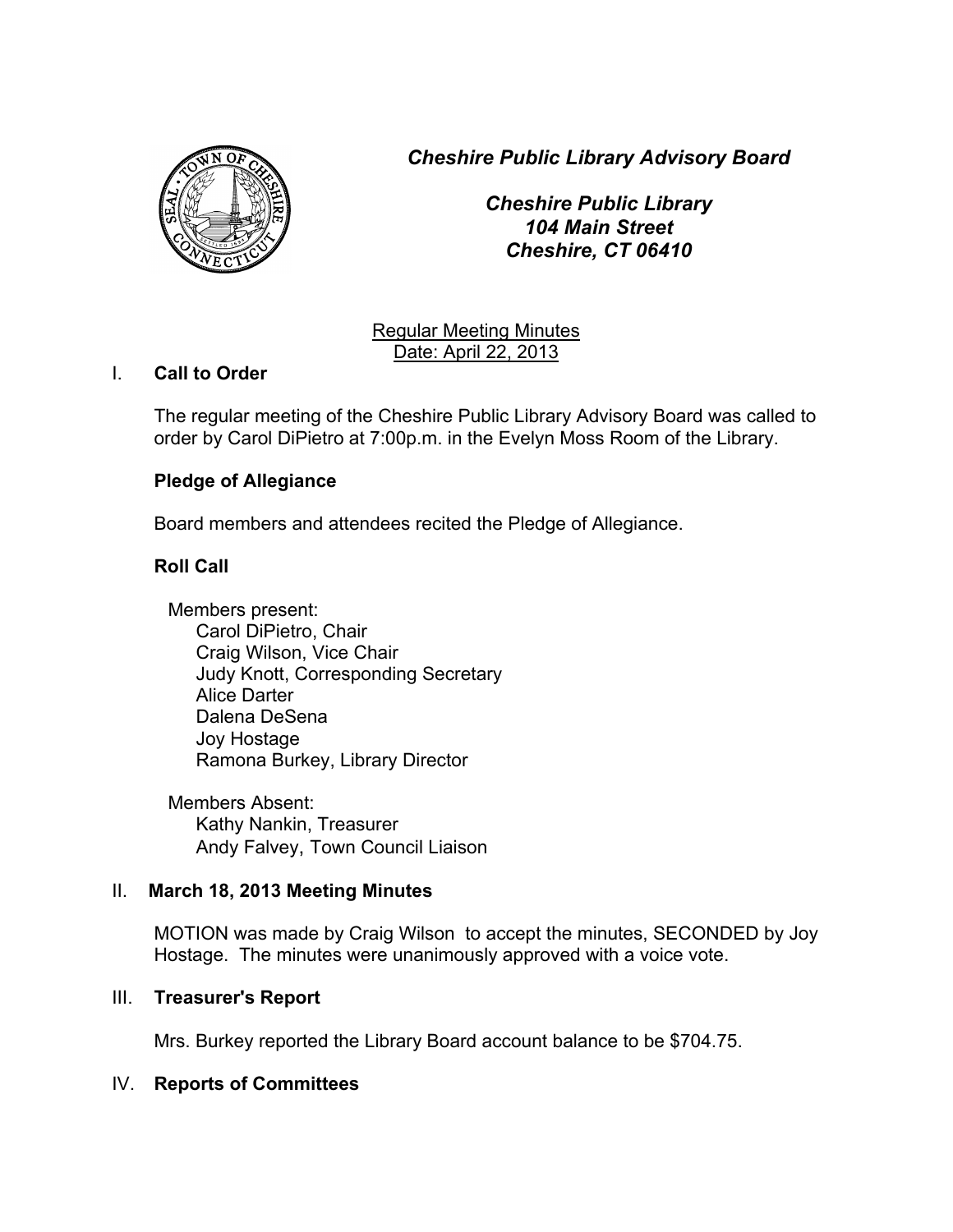***Cheshire Public Library Advisory Board***

***Cheshire Public Library***
***104 Main Street***
***Cheshire, CT 06410***

Regular Meeting Minutes
Date: April 22, 2013

## I. Call to Order

The regular meeting of the Cheshire Public Library Advisory Board was called to order by Carol DiPietro at 7:00p.m. in the Evelyn Moss Room of the Library.

**Pledge of Allegiance**

Board members and attendees recited the Pledge of Allegiance.

**Roll Call**

Members present:
- Carol DiPietro, Chair
- Craig Wilson, Vice Chair
- Judy Knott, Corresponding Secretary
- Alice Darter
- Dalena DeSena
- Joy Hostage
- Ramona Burkey, Library Director

Members Absent:
- Kathy Nankin, Treasurer
- Andy Falvey, Town Council Liaison

## II. March 18, 2013 Meeting Minutes

MOTION was made by Craig Wilson to accept the minutes, SECONDED by Joy Hostage. The minutes were unanimously approved with a voice vote.

## III. Treasurer's Report

Mrs. Burkey reported the Library Board account balance to be $704.75.

## IV. Reports of Committees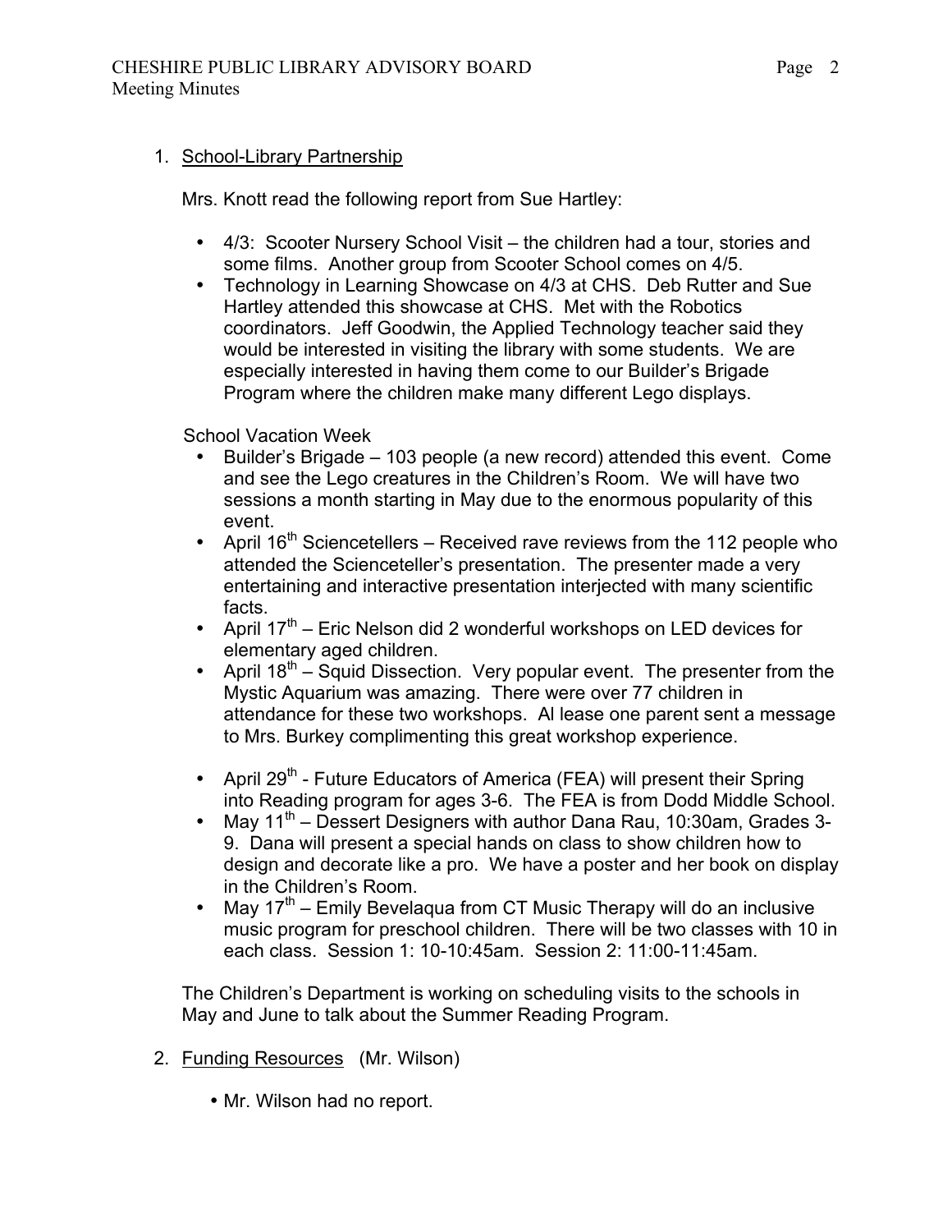1. <u>School-Library Partnership</u>

   Mrs. Knott read the following report from Sue Hartley:

   - 4/3: Scooter Nursery School Visit – the children had a tour, stories and some films. Another group from Scooter School comes on 4/5.
   - Technology in Learning Showcase on 4/3 at CHS. Deb Rutter and Sue Hartley attended this showcase at CHS. Met with the Robotics coordinators. Jeff Goodwin, the Applied Technology teacher said they would be interested in visiting the library with some students. We are especially interested in having them come to our Builder's Brigade Program where the children make many different Lego displays.

   School Vacation Week

   - Builder's Brigade – 103 people (a new record) attended this event. Come and see the Lego creatures in the Children's Room. We will have two sessions a month starting in May due to the enormous popularity of this event.
   - April 16th Sciencetellers – Received rave reviews from the 112 people who attended the Scienceteller's presentation. The presenter made a very entertaining and interactive presentation interjected with many scientific facts.
   - April 17th – Eric Nelson did 2 wonderful workshops on LED devices for elementary aged children.
   - April 18th – Squid Dissection. Very popular event. The presenter from the Mystic Aquarium was amazing. There were over 77 children in attendance for these two workshops. Al lease one parent sent a message to Mrs. Burkey complimenting this great workshop experience.

   - April 29th - Future Educators of America (FEA) will present their Spring into Reading program for ages 3-6. The FEA is from Dodd Middle School.
   - May 11th – Dessert Designers with author Dana Rau, 10:30am, Grades 3-9. Dana will present a special hands on class to show children how to design and decorate like a pro. We have a poster and her book on display in the Children's Room.
   - May 17th – Emily Bevelaqua from CT Music Therapy will do an inclusive music program for preschool children. There will be two classes with 10 in each class. Session 1: 10-10:45am. Session 2: 11:00-11:45am.

   The Children's Department is working on scheduling visits to the schools in May and June to talk about the Summer Reading Program.

2. <u>Funding Resources</u> (Mr. Wilson)

   - Mr. Wilson had no report.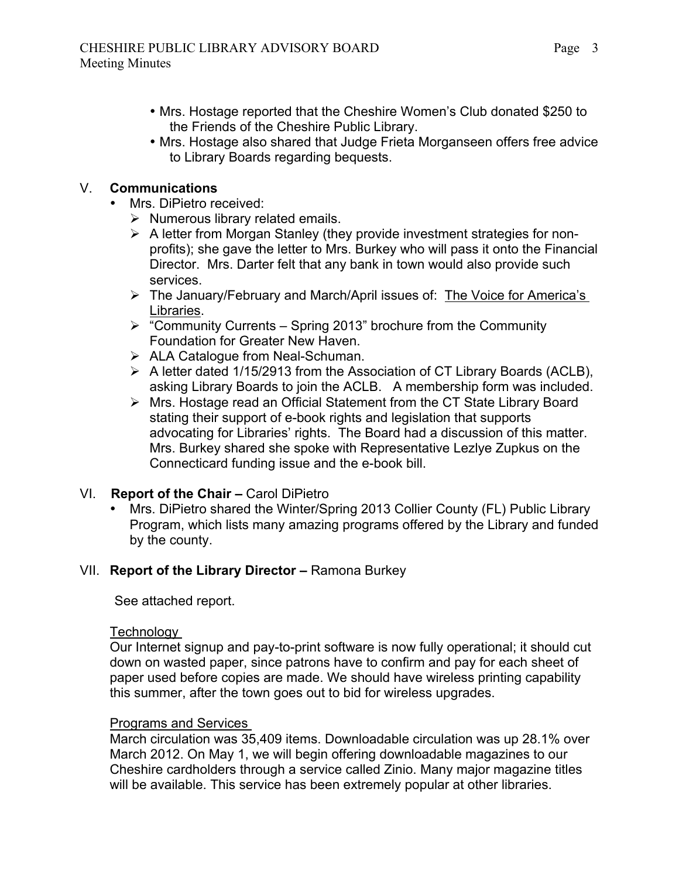- Mrs. Hostage reported that the Cheshire Women's Club donated $250 to the Friends of the Cheshire Public Library.
- Mrs. Hostage also shared that Judge Frieta Morganseen offers free advice to Library Boards regarding bequests.

## V. **Communications**

- Mrs. DiPietro received:
  - Numerous library related emails.
  - A letter from Morgan Stanley (they provide investment strategies for non-profits); she gave the letter to Mrs. Burkey who will pass it onto the Financial Director. Mrs. Darter felt that any bank in town would also provide such services.
  - The January/February and March/April issues of: <u>The Voice for America's Libraries</u>.
  - "Community Currents – Spring 2013" brochure from the Community Foundation for Greater New Haven.
  - ALA Catalogue from Neal-Schuman.
  - A letter dated 1/15/2913 from the Association of CT Library Boards (ACLB), asking Library Boards to join the ACLB. A membership form was included.
  - Mrs. Hostage read an Official Statement from the CT State Library Board stating their support of e-book rights and legislation that supports advocating for Libraries' rights. The Board had a discussion of this matter. Mrs. Burkey shared she spoke with Representative Lezlye Zupkus on the Connecticard funding issue and the e-book bill.

## VI. **Report of the Chair –** Carol DiPietro

- Mrs. DiPietro shared the Winter/Spring 2013 Collier County (FL) Public Library Program, which lists many amazing programs offered by the Library and funded by the county.

## VII. **Report of the Library Director –** Ramona Burkey

See attached report.

<u>Technology</u>

Our Internet signup and pay-to-print software is now fully operational; it should cut down on wasted paper, since patrons have to confirm and pay for each sheet of paper used before copies are made. We should have wireless printing capability this summer, after the town goes out to bid for wireless upgrades.

<u>Programs and Services</u>

March circulation was 35,409 items. Downloadable circulation was up 28.1% over March 2012. On May 1, we will begin offering downloadable magazines to our Cheshire cardholders through a service called Zinio. Many major magazine titles will be available. This service has been extremely popular at other libraries.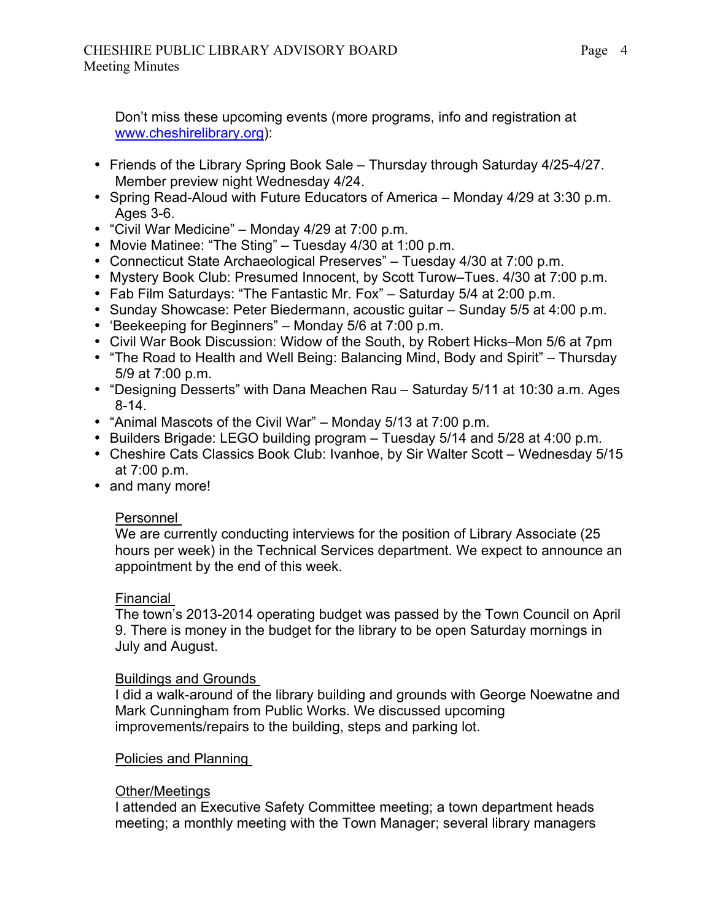Don't miss these upcoming events (more programs, info and registration at [www.cheshirelibrary.org](http://www.cheshirelibrary.org)):

- Friends of the Library Spring Book Sale – Thursday through Saturday 4/25-4/27. Member preview night Wednesday 4/24.
- Spring Read-Aloud with Future Educators of America – Monday 4/29 at 3:30 p.m. Ages 3-6.
- "Civil War Medicine" – Monday 4/29 at 7:00 p.m.
- Movie Matinee: "The Sting" – Tuesday 4/30 at 1:00 p.m.
- Connecticut State Archaeological Preserves" – Tuesday 4/30 at 7:00 p.m.
- Mystery Book Club: Presumed Innocent, by Scott Turow–Tues. 4/30 at 7:00 p.m.
- Fab Film Saturdays: "The Fantastic Mr. Fox" – Saturday 5/4 at 2:00 p.m.
- Sunday Showcase: Peter Biedermann, acoustic guitar – Sunday 5/5 at 4:00 p.m.
- 'Beekeeping for Beginners" – Monday 5/6 at 7:00 p.m.
- Civil War Book Discussion: Widow of the South, by Robert Hicks–Mon 5/6 at 7pm
- "The Road to Health and Well Being: Balancing Mind, Body and Spirit" – Thursday 5/9 at 7:00 p.m.
- "Designing Desserts" with Dana Meachen Rau – Saturday 5/11 at 10:30 a.m. Ages 8-14.
- "Animal Mascots of the Civil War" – Monday 5/13 at 7:00 p.m.
- Builders Brigade: LEGO building program – Tuesday 5/14 and 5/28 at 4:00 p.m.
- Cheshire Cats Classics Book Club: Ivanhoe, by Sir Walter Scott – Wednesday 5/15 at 7:00 p.m.
- and many more!

Personnel

We are currently conducting interviews for the position of Library Associate (25 hours per week) in the Technical Services department. We expect to announce an appointment by the end of this week.

Financial

The town's 2013-2014 operating budget was passed by the Town Council on April 9. There is money in the budget for the library to be open Saturday mornings in July and August.

Buildings and Grounds

I did a walk-around of the library building and grounds with George Noewatne and Mark Cunningham from Public Works. We discussed upcoming improvements/repairs to the building, steps and parking lot.

Policies and Planning

Other/Meetings

I attended an Executive Safety Committee meeting; a town department heads meeting; a monthly meeting with the Town Manager; several library managers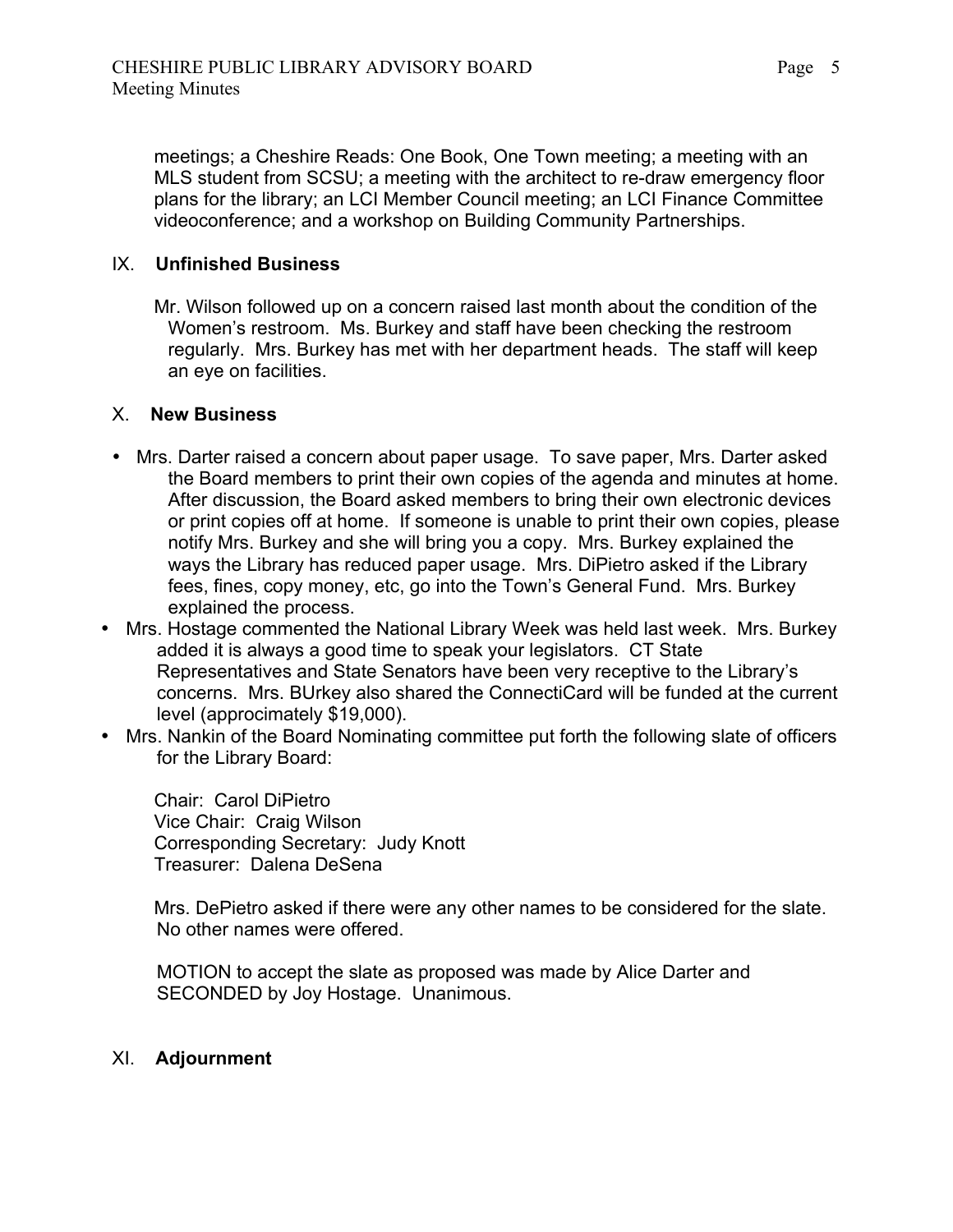meetings; a Cheshire Reads: One Book, One Town meeting; a meeting with an MLS student from SCSU; a meeting with the architect to re-draw emergency floor plans for the library; an LCI Member Council meeting; an LCI Finance Committee videoconference; and a workshop on Building Community Partnerships.

## IX. **Unfinished Business**

Mr. Wilson followed up on a concern raised last month about the condition of the Women's restroom. Ms. Burkey and staff have been checking the restroom regularly. Mrs. Burkey has met with her department heads. The staff will keep an eye on facilities.

## X. **New Business**

- Mrs. Darter raised a concern about paper usage. To save paper, Mrs. Darter asked the Board members to print their own copies of the agenda and minutes at home. After discussion, the Board asked members to bring their own electronic devices or print copies off at home. If someone is unable to print their own copies, please notify Mrs. Burkey and she will bring you a copy. Mrs. Burkey explained the ways the Library has reduced paper usage. Mrs. DiPietro asked if the Library fees, fines, copy money, etc, go into the Town's General Fund. Mrs. Burkey explained the process.
- Mrs. Hostage commented the National Library Week was held last week. Mrs. Burkey added it is always a good time to speak your legislators. CT State Representatives and State Senators have been very receptive to the Library's concerns. Mrs. BUrkey also shared the ConnectiCard will be funded at the current level (approcimately $19,000).
- Mrs. Nankin of the Board Nominating committee put forth the following slate of officers for the Library Board:

  Chair: Carol DiPietro
  Vice Chair: Craig Wilson
  Corresponding Secretary: Judy Knott
  Treasurer: Dalena DeSena

  Mrs. DePietro asked if there were any other names to be considered for the slate. No other names were offered.

  MOTION to accept the slate as proposed was made by Alice Darter and SECONDED by Joy Hostage. Unanimous.

## XI. **Adjournment**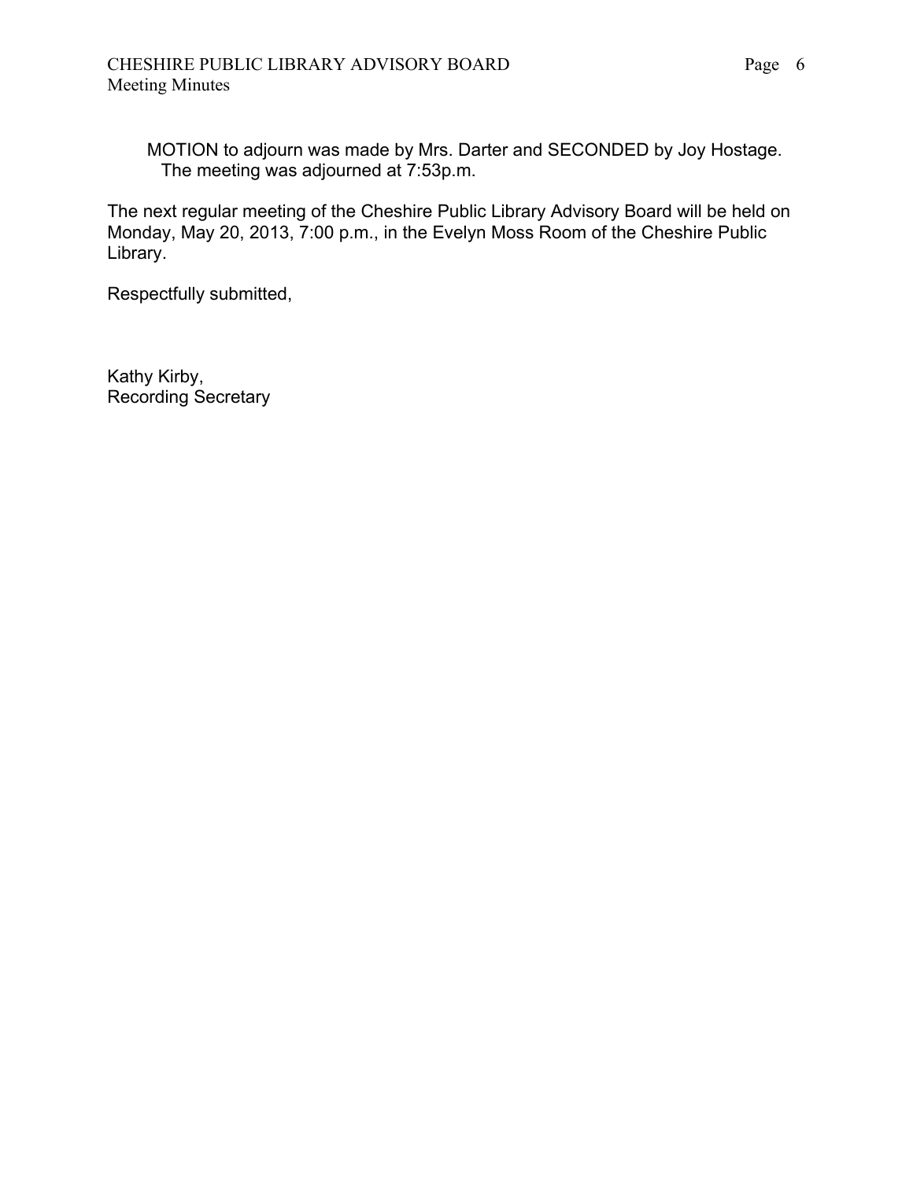MOTION to adjourn was made by Mrs. Darter and SECONDED by Joy Hostage. The meeting was adjourned at 7:53p.m.

The next regular meeting of the Cheshire Public Library Advisory Board will be held on Monday, May 20, 2013, 7:00 p.m., in the Evelyn Moss Room of the Cheshire Public Library.

Respectfully submitted,

Kathy Kirby,
Recording Secretary